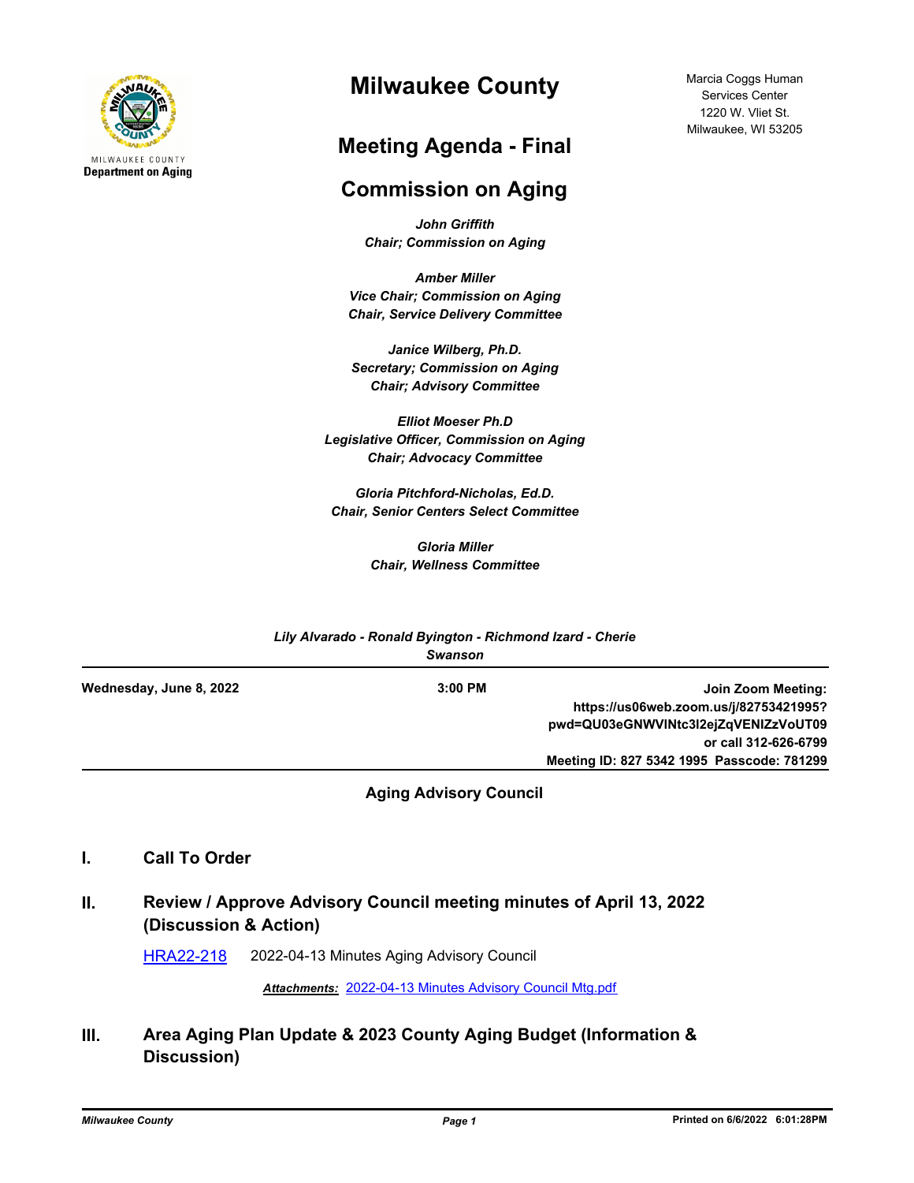MILWAUKEE COUNTY
**Department on Aging**

# Milwaukee County

Marcia Coggs Human Services Center
1220 W. Vliet St.
Milwaukee, WI 53205

## Meeting Agenda - Final

## Commission on Aging

***John Griffith***
***Chair; Commission on Aging***

***Amber Miller***
***Vice Chair; Commission on Aging***
***Chair, Service Delivery Committee***

***Janice Wilberg, Ph.D.***
***Secretary; Commission on Aging***
***Chair; Advisory Committee***

***Elliot Moeser Ph.D***
***Legislative Officer, Commission on Aging***
***Chair; Advocacy Committee***

***Gloria Pitchford-Nicholas, Ed.D.***
***Chair, Senior Centers Select Committee***

***Gloria Miller***
***Chair, Wellness Committee***

***Lily Alvarado - Ronald Byington - Richmond Izard - Cherie Swanson***

**Wednesday, June 8, 2022** **3:00 PM**

**Join Zoom Meeting:**
**https://us06web.zoom.us/j/82753421995?pwd=QU03eGNWVlNtc3l2ejZqVENlZzVoUT09**
**or call 312-626-6799**
**Meeting ID: 827 5342 1995 Passcode: 781299**

**Aging Advisory Council**

## I. Call To Order

## II. Review / Approve Advisory Council meeting minutes of April 13, 2022 (Discussion & Action)

HRA22-218 2022-04-13 Minutes Aging Advisory Council

***Attachments:*** 2022-04-13 Minutes Advisory Council Mtg.pdf

## III. Area Aging Plan Update & 2023 County Aging Budget (Information & Discussion)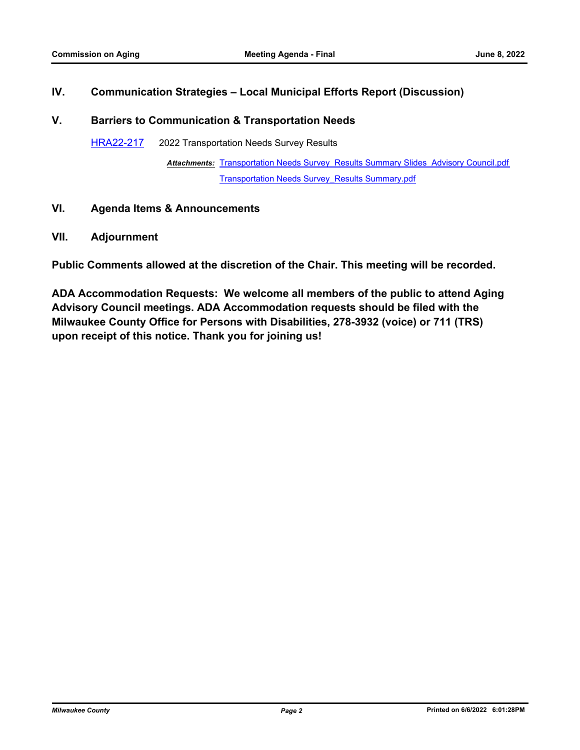## IV. Communication Strategies – Local Municipal Efforts Report (Discussion)

## V. Barriers to Communication & Transportation Needs

HRA22-217 2022 Transportation Needs Survey Results

***Attachments:*** Transportation Needs Survey_Results Summary Slides_Advisory Council.pdf
Transportation Needs Survey_Results Summary.pdf

## VI. Agenda Items & Announcements

## VII. Adjournment

**Public Comments allowed at the discretion of the Chair. This meeting will be recorded.**

**ADA Accommodation Requests: We welcome all members of the public to attend Aging Advisory Council meetings. ADA Accommodation requests should be filed with the Milwaukee County Office for Persons with Disabilities, 278-3932 (voice) or 711 (TRS) upon receipt of this notice. Thank you for joining us!**